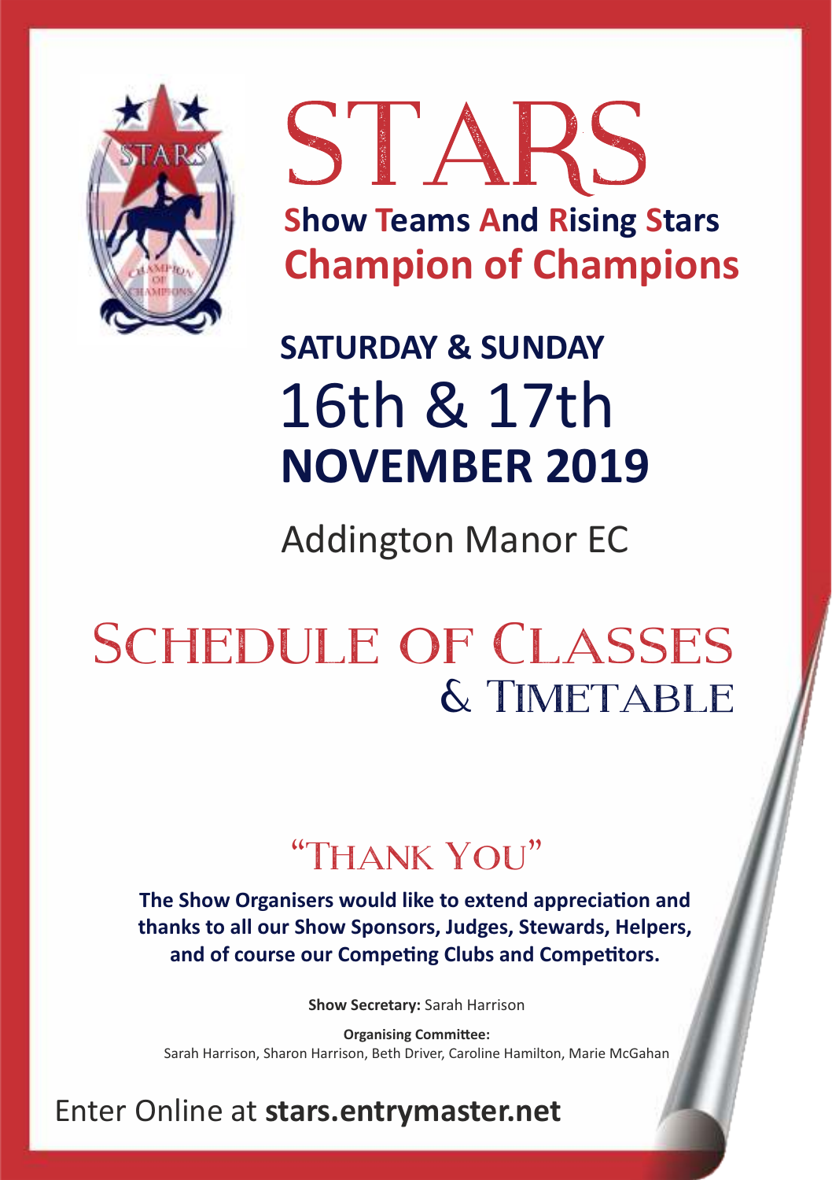# STARS

## Show Teams And Rising Stars
## Champion of Champions

**SATURDAY & SUNDAY**

16th & 17th

**NOVEMBER 2019**

Addington Manor EC

# Schedule of Classes
## & Timetable

## "Thank You"

**The Show Organisers would like to extend appreciation and thanks to all our Show Sponsors, Judges, Stewards, Helpers, and of course our Competing Clubs and Competitors.**

**Show Secretary:** Sarah Harrison

**Organising Committee:**
Sarah Harrison, Sharon Harrison, Beth Driver, Caroline Hamilton, Marie McGahan

Enter Online at **stars.entrymaster.net**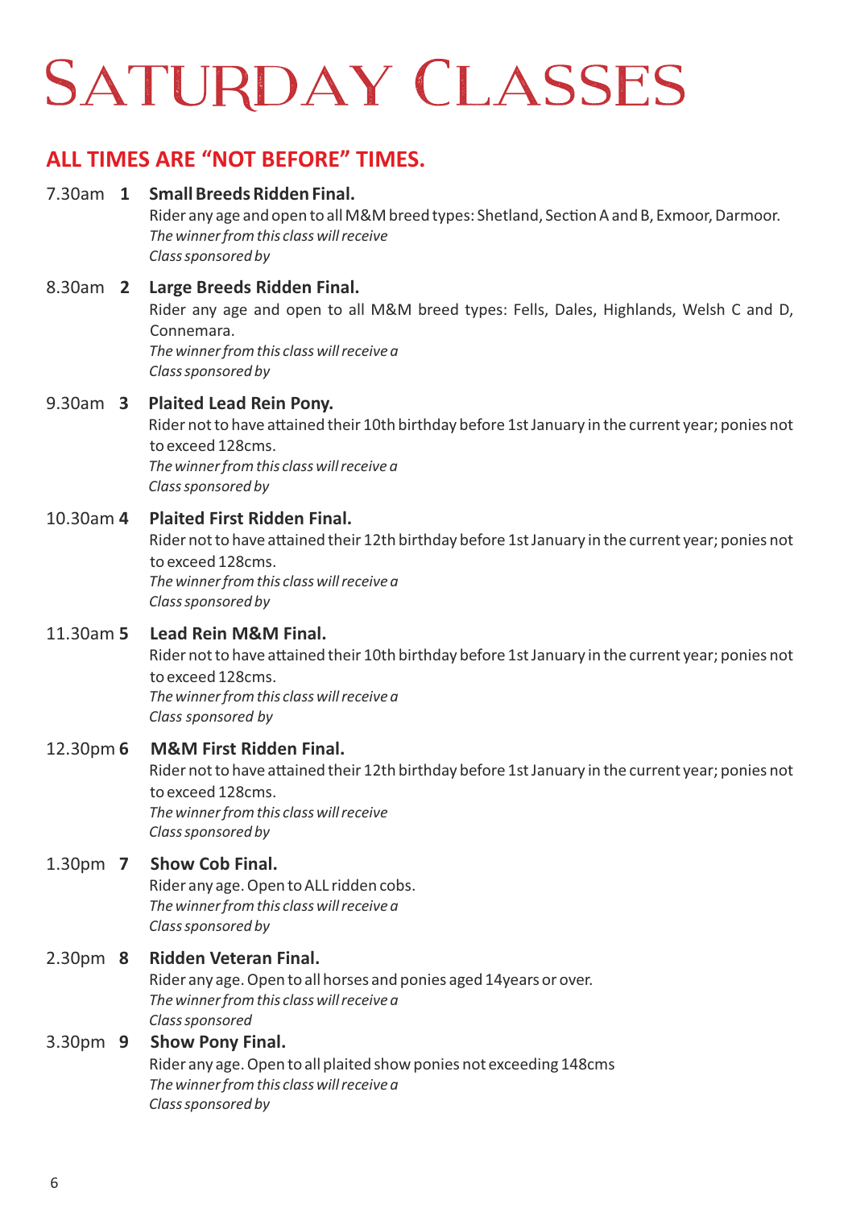# Saturday Classes

## ALL TIMES ARE "NOT BEFORE" TIMES.

7.30am **1** **Small Breeds Ridden Final.**
Rider any age and open to all M&M breed types: Shetland, Section A and B, Exmoor, Darmoor.
*The winner from this class will receive*
*Class sponsored by*

8.30am **2** **Large Breeds Ridden Final.**
Rider any age and open to all M&M breed types: Fells, Dales, Highlands, Welsh C and D, Connemara.
*The winner from this class will receive a*
*Class sponsored by*

9.30am **3** **Plaited Lead Rein Pony.**
Rider not to have attained their 10th birthday before 1st January in the current year; ponies not to exceed 128cms.
*The winner from this class will receive a*
*Class sponsored by*

10.30am **4** **Plaited First Ridden Final.**
Rider not to have attained their 12th birthday before 1st January in the current year; ponies not to exceed 128cms.
*The winner from this class will receive a*
*Class sponsored by*

11.30am **5** **Lead Rein M&M Final.**
Rider not to have attained their 10th birthday before 1st January in the current year; ponies not to exceed 128cms.
*The winner from this class will receive a*
*Class sponsored by*

12.30pm **6** **M&M First Ridden Final.**
Rider not to have attained their 12th birthday before 1st January in the current year; ponies not to exceed 128cms.
*The winner from this class will receive*
*Class sponsored by*

1.30pm **7** **Show Cob Final.**
Rider any age. Open to ALL ridden cobs.
*The winner from this class will receive a*
*Class sponsored by*

2.30pm **8** **Ridden Veteran Final.**
Rider any age. Open to all horses and ponies aged 14years or over.
*The winner from this class will receive a*
*Class sponsored*

3.30pm **9** **Show Pony Final.**
Rider any age. Open to all plaited show ponies not exceeding 148cms
*The winner from this class will receive a*
*Class sponsored by*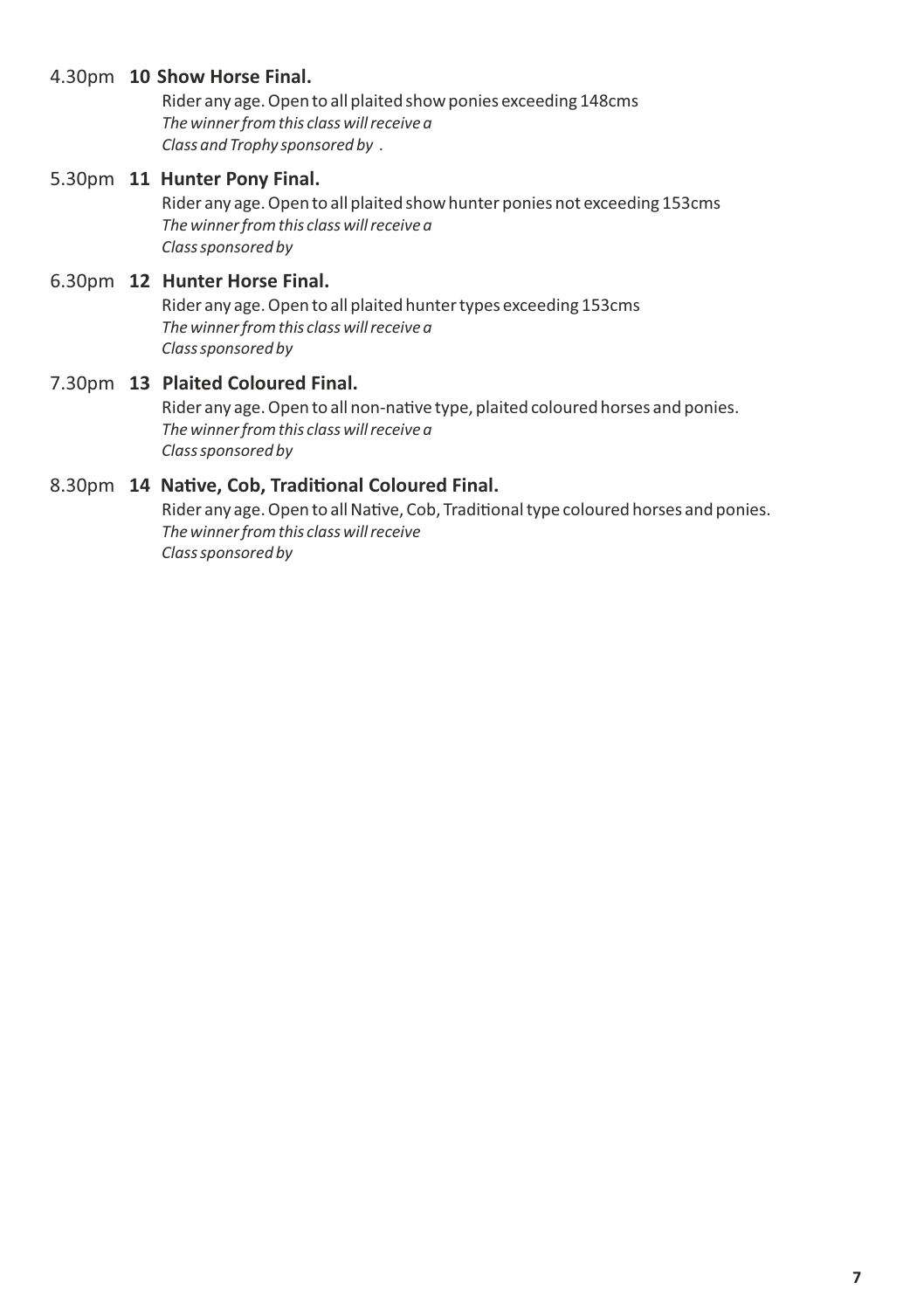4.30pm **10 Show Horse Final.**

Rider any age. Open to all plaited show ponies exceeding 148cms
*The winner from this class will receive a*
*Class and Trophy sponsored by* .

5.30pm **11 Hunter Pony Final.**

Rider any age. Open to all plaited show hunter ponies not exceeding 153cms
*The winner from this class will receive a*
*Class sponsored by*

6.30pm **12 Hunter Horse Final.**

Rider any age. Open to all plaited hunter types exceeding 153cms
*The winner from this class will receive a*
*Class sponsored by*

7.30pm **13 Plaited Coloured Final.**

Rider any age. Open to all non-native type, plaited coloured horses and ponies.
*The winner from this class will receive a*
*Class sponsored by*

8.30pm **14 Native, Cob, Traditional Coloured Final.**

Rider any age. Open to all Native, Cob, Traditional type coloured horses and ponies.
*The winner from this class will receive*
*Class sponsored by*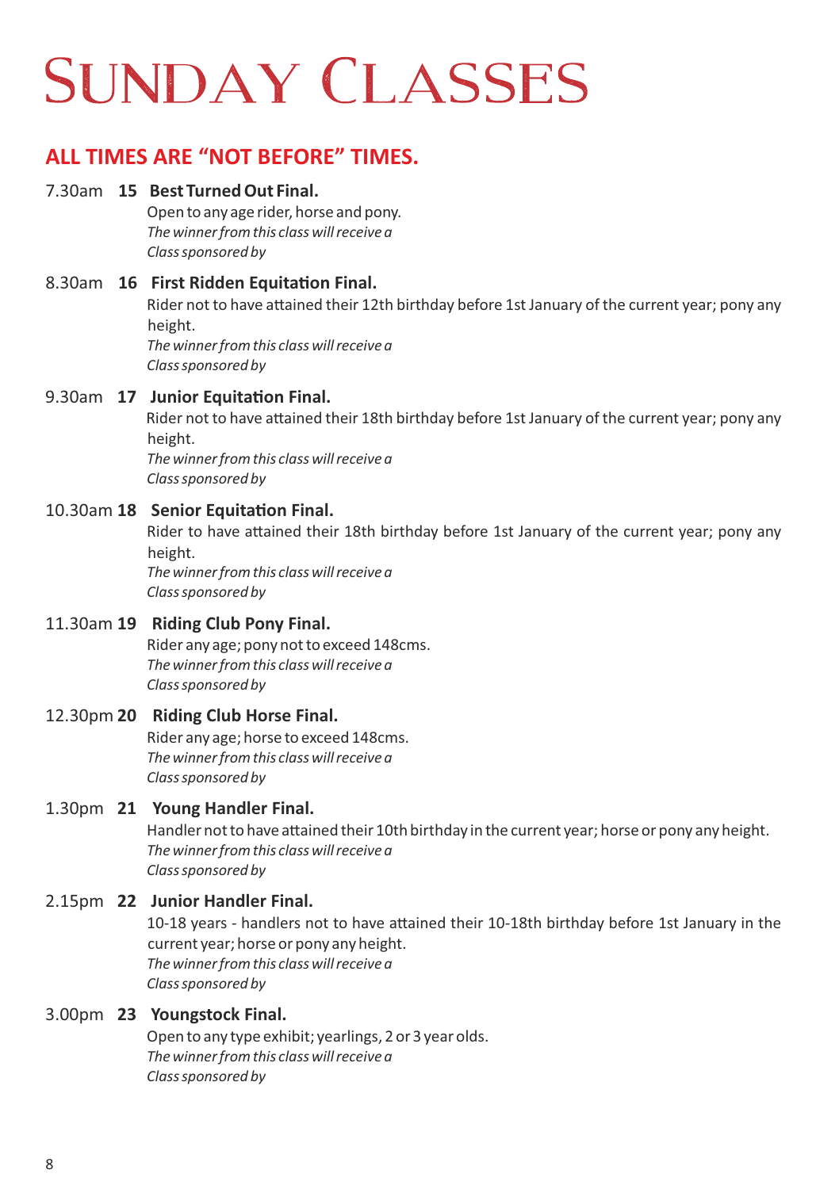# Sunday Classes

## ALL TIMES ARE "NOT BEFORE" TIMES.

7.30am **15 Best Turned Out Final.**
Open to any age rider, horse and pony.
*The winner from this class will receive a*
*Class sponsored by*

8.30am **16 First Ridden Equitation Final.**
Rider not to have attained their 12th birthday before 1st January of the current year; pony any height.
*The winner from this class will receive a*
*Class sponsored by*

9.30am **17 Junior Equitation Final.**
Rider not to have attained their 18th birthday before 1st January of the current year; pony any height.
*The winner from this class will receive a*
*Class sponsored by*

10.30am **18 Senior Equitation Final.**
Rider to have attained their 18th birthday before 1st January of the current year; pony any height.
*The winner from this class will receive a*
*Class sponsored by*

11.30am **19 Riding Club Pony Final.**
Rider any age; pony not to exceed 148cms.
*The winner from this class will receive a*
*Class sponsored by*

12.30pm **20 Riding Club Horse Final.**
Rider any age; horse to exceed 148cms.
*The winner from this class will receive a*
*Class sponsored by*

1.30pm **21 Young Handler Final.**
Handler not to have attained their 10th birthday in the current year; horse or pony any height.
*The winner from this class will receive a*
*Class sponsored by*

2.15pm **22 Junior Handler Final.**
10-18 years - handlers not to have attained their 10-18th birthday before 1st January in the current year; horse or pony any height.
*The winner from this class will receive a*
*Class sponsored by*

3.00pm **23 Youngstock Final.**
Open to any type exhibit; yearlings, 2 or 3 year olds.
*The winner from this class will receive a*
*Class sponsored by*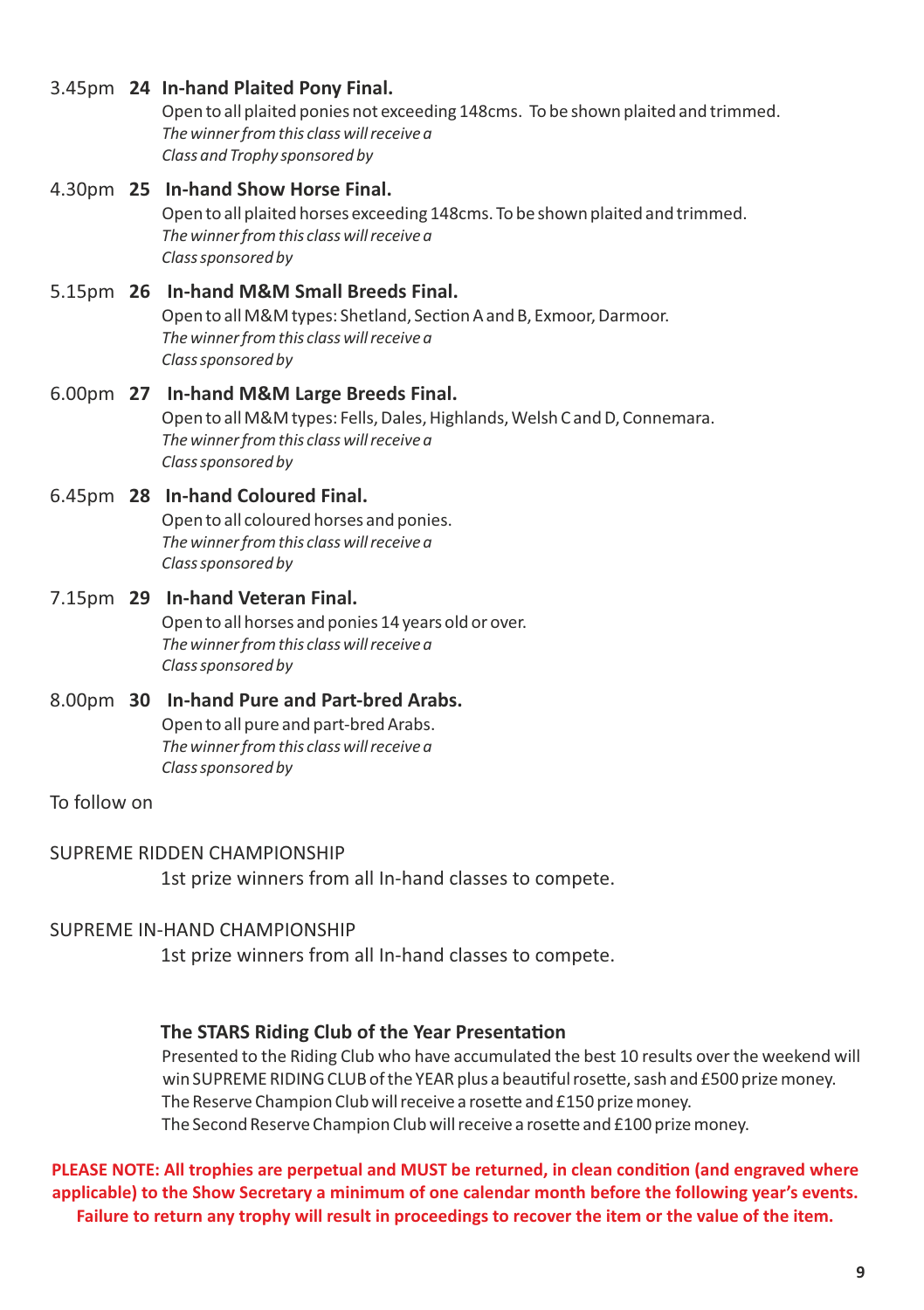3.45pm **24 In-hand Plaited Pony Final.**
Open to all plaited ponies not exceeding 148cms. To be shown plaited and trimmed.
*The winner from this class will receive a*
*Class and Trophy sponsored by*

4.30pm **25 In-hand Show Horse Final.**
Open to all plaited horses exceeding 148cms. To be shown plaited and trimmed.
*The winner from this class will receive a*
*Class sponsored by*

5.15pm **26 In-hand M&M Small Breeds Final.**
Open to all M&M types: Shetland, Section A and B, Exmoor, Darmoor.
*The winner from this class will receive a*
*Class sponsored by*

6.00pm **27 In-hand M&M Large Breeds Final.**
Open to all M&M types: Fells, Dales, Highlands, Welsh C and D, Connemara.
*The winner from this class will receive a*
*Class sponsored by*

6.45pm **28 In-hand Coloured Final.**
Open to all coloured horses and ponies.
*The winner from this class will receive a*
*Class sponsored by*

7.15pm **29 In-hand Veteran Final.**
Open to all horses and ponies 14 years old or over.
*The winner from this class will receive a*
*Class sponsored by*

8.00pm **30 In-hand Pure and Part-bred Arabs.**
Open to all pure and part-bred Arabs.
*The winner from this class will receive a*
*Class sponsored by*

To follow on

SUPREME RIDDEN CHAMPIONSHIP
1st prize winners from all In-hand classes to compete.

SUPREME IN-HAND CHAMPIONSHIP
1st prize winners from all In-hand classes to compete.

**The STARS Riding Club of the Year Presentation**
Presented to the Riding Club who have accumulated the best 10 results over the weekend will win SUPREME RIDING CLUB of the YEAR plus a beautiful rosette, sash and £500 prize money.
The Reserve Champion Club will receive a rosette and £150 prize money.
The Second Reserve Champion Club will receive a rosette and £100 prize money.

**PLEASE NOTE: All trophies are perpetual and MUST be returned, in clean condition (and engraved where applicable) to the Show Secretary a minimum of one calendar month before the following year's events. Failure to return any trophy will result in proceedings to recover the item or the value of the item.**